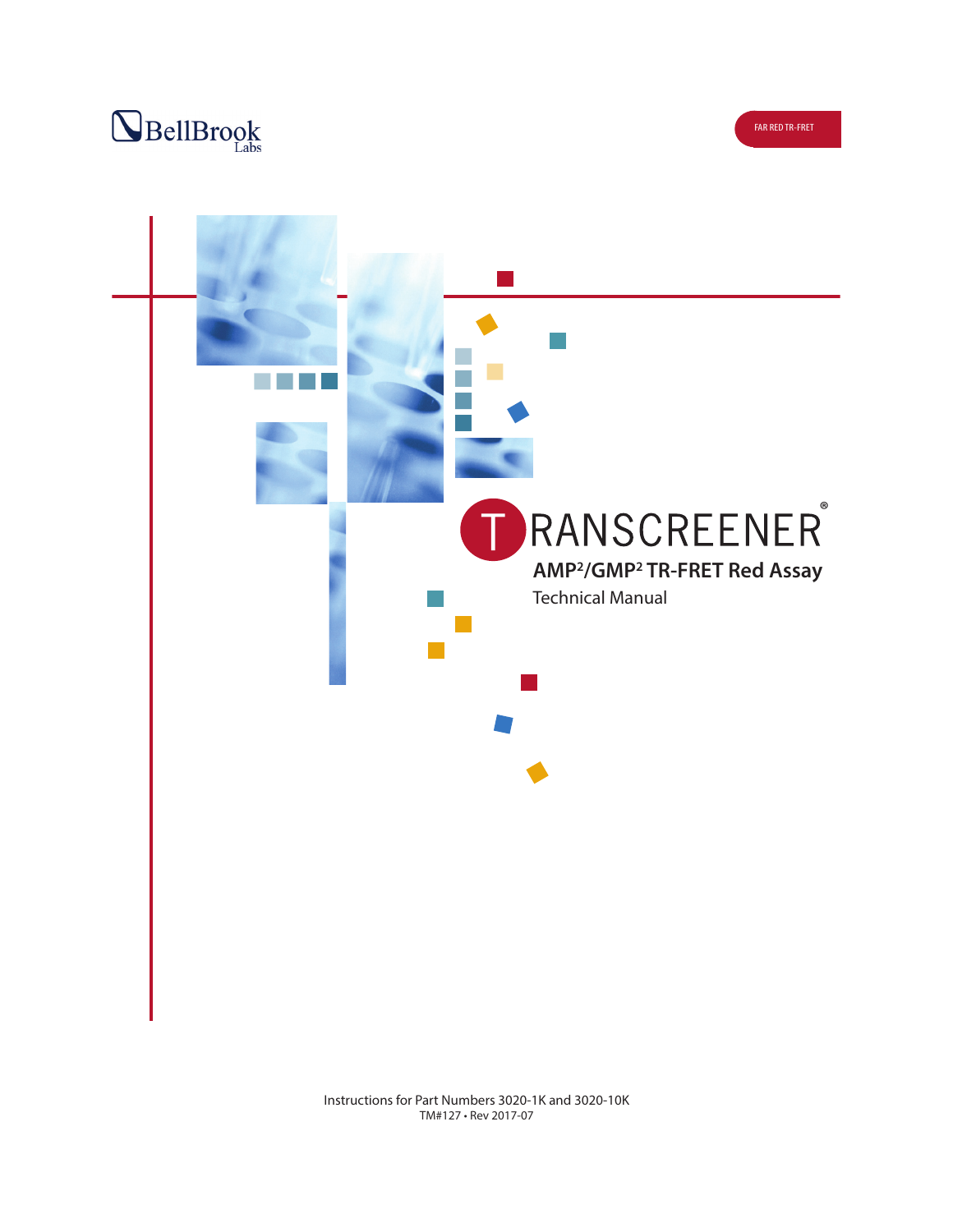BellBrook Labs

FAR RED TR-FRET

# TRANSCREENER®

## AMP²/GMP² TR-FRET Red Assay

Technical Manual

Instructions for Part Numbers 3020-1K and 3020-10K

TM#127 • Rev 2017-07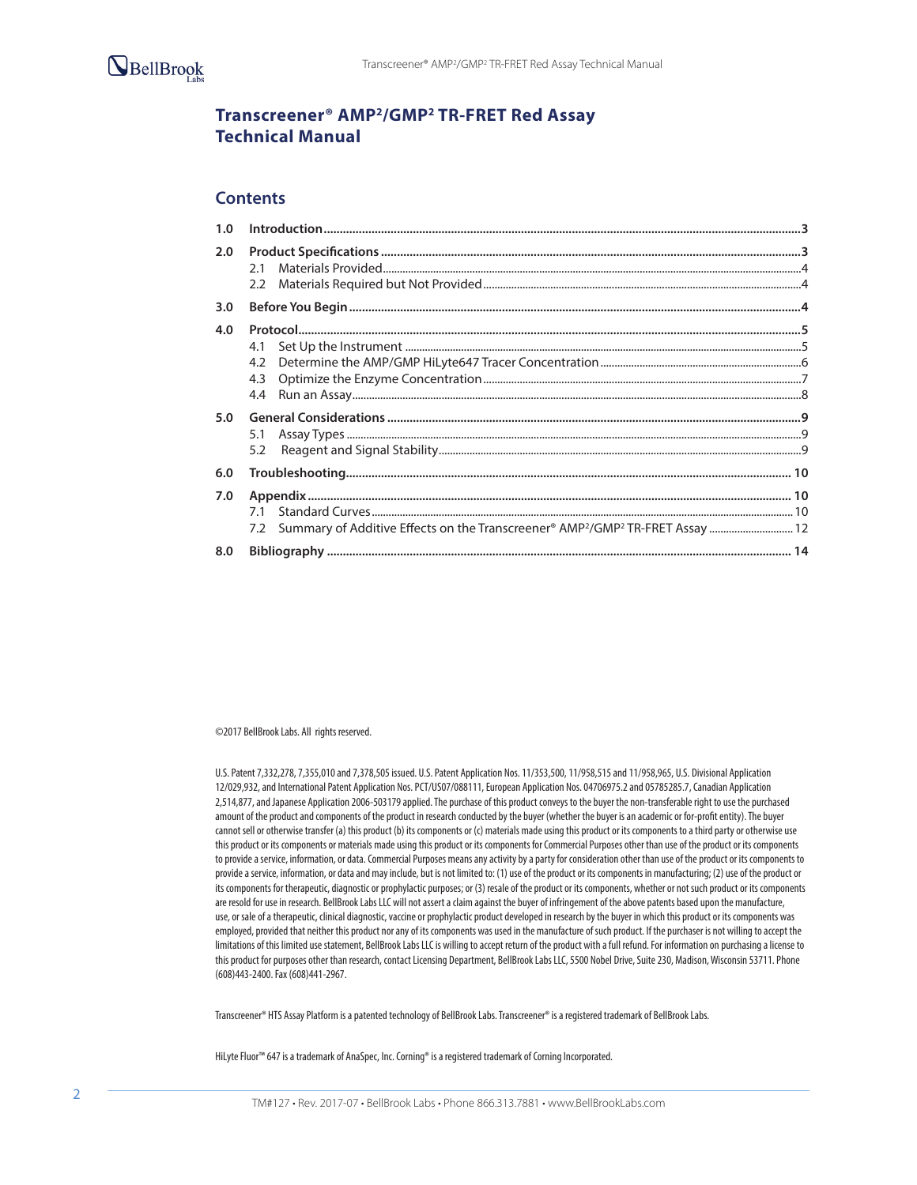# Transcreener® AMP²/GMP² TR-FRET Red Assay Technical Manual

## Contents

| | | |
|---|---|---|
| **1.0** | **Introduction** | **3** |
| **2.0** | **Product Specifications** | **3** |
| | 2.1 Materials Provided | 4 |
| | 2.2 Materials Required but Not Provided | 4 |
| **3.0** | **Before You Begin** | **4** |
| **4.0** | **Protocol** | **5** |
| | 4.1 Set Up the Instrument | 5 |
| | 4.2 Determine the AMP/GMP HiLyte647 Tracer Concentration | 6 |
| | 4.3 Optimize the Enzyme Concentration | 7 |
| | 4.4 Run an Assay | 8 |
| **5.0** | **General Considerations** | **9** |
| | 5.1 Assay Types | 9 |
| | 5.2 Reagent and Signal Stability | 9 |
| **6.0** | **Troubleshooting** | **10** |
| **7.0** | **Appendix** | **10** |
| | 7.1 Standard Curves | 10 |
| | 7.2 Summary of Additive Effects on the Transcreener® AMP²/GMP² TR-FRET Assay | 12 |
| **8.0** | **Bibliography** | **14** |

©2017 BellBrook Labs. All rights reserved.

U.S. Patent 7,332,278, 7,355,010 and 7,378,505 issued. U.S. Patent Application Nos. 11/353,500, 11/958,515 and 11/958,965, U.S. Divisional Application 12/029,932, and International Patent Application Nos. PCT/US07/088111, European Application Nos. 04706975.2 and 05785285.7, Canadian Application 2,514,877, and Japanese Application 2006-503179 applied. The purchase of this product conveys to the buyer the non-transferable right to use the purchased amount of the product and components of the product in research conducted by the buyer (whether the buyer is an academic or for-profit entity). The buyer cannot sell or otherwise transfer (a) this product (b) its components or (c) materials made using this product or its components to a third party or otherwise use this product or its components or materials made using this product or its components for Commercial Purposes other than use of the product or its components to provide a service, information, or data. Commercial Purposes means any activity by a party for consideration other than use of the product or its components to provide a service, information, or data and may include, but is not limited to: (1) use of the product or its components in manufacturing; (2) use of the product or its components for therapeutic, diagnostic or prophylactic purposes; or (3) resale of the product or its components, whether or not such product or its components are resold for use in research. BellBrook Labs LLC will not assert a claim against the buyer of infringement of the above patents based upon the manufacture, use, or sale of a therapeutic, clinical diagnostic, vaccine or prophylactic product developed in research by the buyer in which this product or its components was employed, provided that neither this product nor any of its components was used in the manufacture of such product. If the purchaser is not willing to accept the limitations of this limited use statement, BellBrook Labs LLC is willing to accept return of the product with a full refund. For information on purchasing a license to this product for purposes other than research, contact Licensing Department, BellBrook Labs LLC, 5500 Nobel Drive, Suite 230, Madison, Wisconsin 53711. Phone (608)443-2400. Fax (608)441-2967.

Transcreener® HTS Assay Platform is a patented technology of BellBrook Labs. Transcreener® is a registered trademark of BellBrook Labs.

HiLyte Fluor™ 647 is a trademark of AnaSpec, Inc. Corning® is a registered trademark of Corning Incorporated.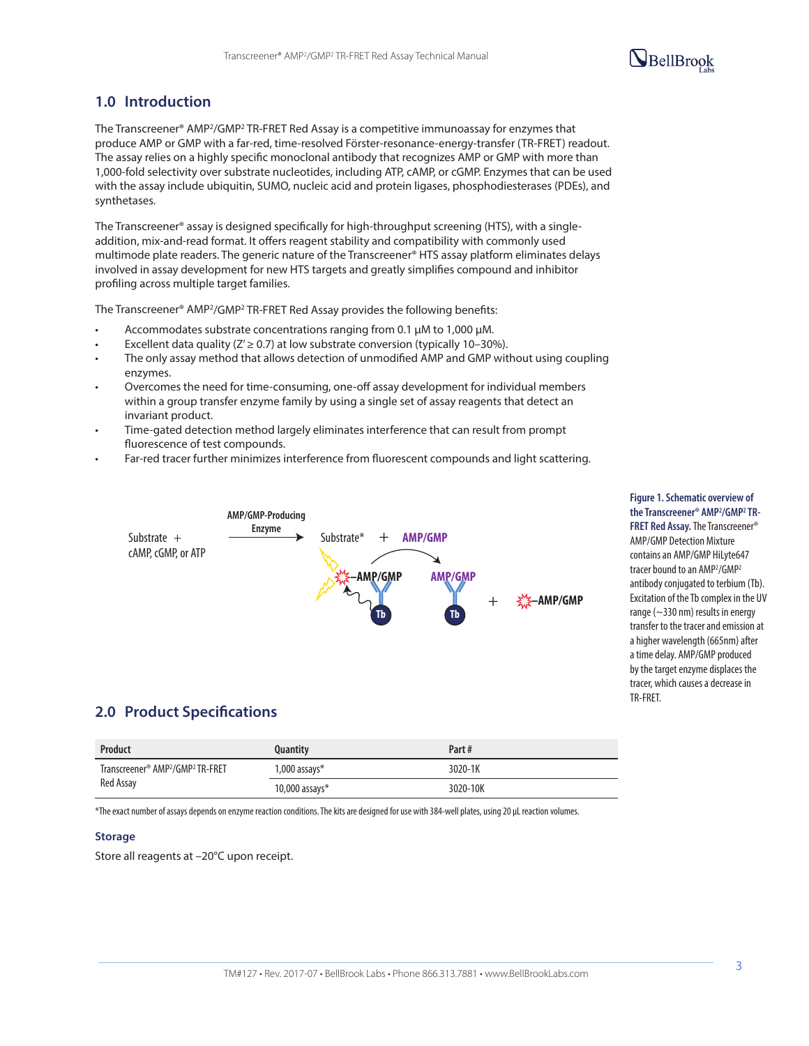## 1.0 Introduction

The Transcreener® AMP²/GMP² TR-FRET Red Assay is a competitive immunoassay for enzymes that produce AMP or GMP with a far-red, time-resolved Förster-resonance-energy-transfer (TR-FRET) readout. The assay relies on a highly specific monoclonal antibody that recognizes AMP or GMP with more than 1,000-fold selectivity over substrate nucleotides, including ATP, cAMP, or cGMP. Enzymes that can be used with the assay include ubiquitin, SUMO, nucleic acid and protein ligases, phosphodiesterases (PDEs), and synthetases.

The Transcreener® assay is designed specifically for high-throughput screening (HTS), with a single-addition, mix-and-read format. It offers reagent stability and compatibility with commonly used multimode plate readers. The generic nature of the Transcreener® HTS assay platform eliminates delays involved in assay development for new HTS targets and greatly simplifies compound and inhibitor profiling across multiple target families.

The Transcreener® AMP²/GMP² TR-FRET Red Assay provides the following benefits:

- Accommodates substrate concentrations ranging from 0.1 µM to 1,000 µM.
- Excellent data quality (Z′ ≥ 0.7) at low substrate conversion (typically 10–30%).
- The only assay method that allows detection of unmodified AMP and GMP without using coupling enzymes.
- Overcomes the need for time-consuming, one-off assay development for individual members within a group transfer enzyme family by using a single set of assay reagents that detect an invariant product.
- Time-gated detection method largely eliminates interference that can result from prompt fluorescence of test compounds.
- Far-red tracer further minimizes interference from fluorescent compounds and light scattering.

**Figure 1. Schematic overview of the Transcreener® AMP²/GMP² TR-FRET Red Assay.** The Transcreener® AMP/GMP Detection Mixture contains an AMP/GMP HiLyte647 tracer bound to an AMP²/GMP² antibody conjugated to terbium (Tb). Excitation of the Tb complex in the UV range (~330 nm) results in energy transfer to the tracer and emission at a higher wavelength (665nm) after a time delay. AMP/GMP produced by the target enzyme displaces the tracer, which causes a decrease in TR-FRET.

## 2.0 Product Specifications

| Product | Quantity | Part # |
|---|---|---|
| Transcreener® AMP²/GMP² TR-FRET Red Assay | 1,000 assays* | 3020-1K |
| | 10,000 assays* | 3020-10K |

*The exact number of assays depends on enzyme reaction conditions. The kits are designed for use with 384-well plates, using 20 µL reaction volumes.

### Storage

Store all reagents at –20°C upon receipt.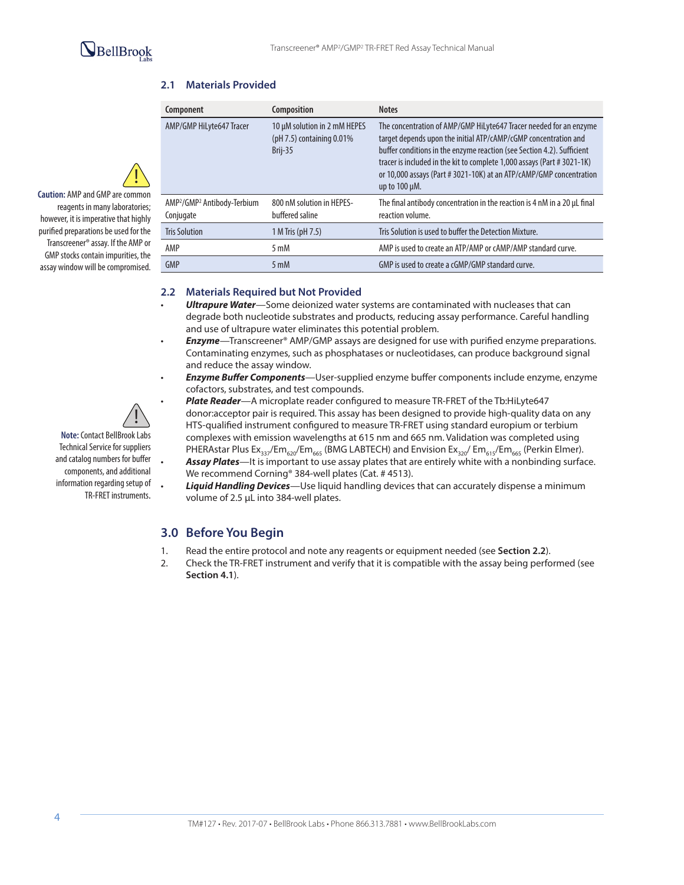## 2.1 Materials Provided

| Component | Composition | Notes |
|---|---|---|
| AMP/GMP HiLyte647 Tracer | 10 µM solution in 2 mM HEPES (pH 7.5) containing 0.01% Brij-35 | The concentration of AMP/GMP HiLyte647 Tracer needed for an enzyme target depends upon the initial ATP/cAMP/cGMP concentration and buffer conditions in the enzyme reaction (see Section 4.2). Sufficient tracer is included in the kit to complete 1,000 assays (Part # 3021-1K) or 10,000 assays (Part # 3021-10K) at an ATP/cAMP/GMP concentration up to 100 µM. |
| $AMP^2/GMP^2$ Antibody-Terbium Conjugate | 800 nM solution in HEPES-buffered saline | The final antibody concentration in the reaction is 4 nM in a 20 µL final reaction volume. |
| Tris Solution | 1 M Tris (pH 7.5) | Tris Solution is used to buffer the Detection Mixture. |
| AMP | 5 mM | AMP is used to create an ATP/AMP or cAMP/AMP standard curve. |
| GMP | 5 mM | GMP is used to create a cGMP/GMP standard curve. |

**Caution:** AMP and GMP are common reagents in many laboratories; however, it is imperative that highly purified preparations be used for the Transcreener® assay. If the AMP or GMP stocks contain impurities, the assay window will be compromised.

## 2.2 Materials Required but Not Provided

- ***Ultrapure Water***—Some deionized water systems are contaminated with nucleases that can degrade both nucleotide substrates and products, reducing assay performance. Careful handling and use of ultrapure water eliminates this potential problem.
- ***Enzyme***—Transcreener® AMP/GMP assays are designed for use with purified enzyme preparations. Contaminating enzymes, such as phosphatases or nucleotidases, can produce background signal and reduce the assay window.
- ***Enzyme Buffer Components***—User-supplied enzyme buffer components include enzyme, enzyme cofactors, substrates, and test compounds.
- ***Plate Reader***—A microplate reader configured to measure TR-FRET of the Tb:HiLyte647 donor:acceptor pair is required. This assay has been designed to provide high-quality data on any HTS-qualified instrument configured to measure TR-FRET using standard europium or terbium complexes with emission wavelengths at 615 nm and 665 nm. Validation was completed using PHERAstar Plus $Ex_{337}/Em_{620}/Em_{665}$ (BMG LABTECH) and Envision $Ex_{320}/Em_{615}/Em_{665}$ (Perkin Elmer).
- ***Assay Plates***—It is important to use assay plates that are entirely white with a nonbinding surface. We recommend Corning® 384-well plates (Cat. # 4513).
- ***Liquid Handling Devices***—Use liquid handling devices that can accurately dispense a minimum volume of 2.5 µL into 384-well plates.

**Note:** Contact BellBrook Labs Technical Service for suppliers and catalog numbers for buffer components, and additional information regarding setup of TR-FRET instruments.

# 3.0 Before You Begin

1. Read the entire protocol and note any reagents or equipment needed (see **Section 2.2**).
2. Check the TR-FRET instrument and verify that it is compatible with the assay being performed (see **Section 4.1**).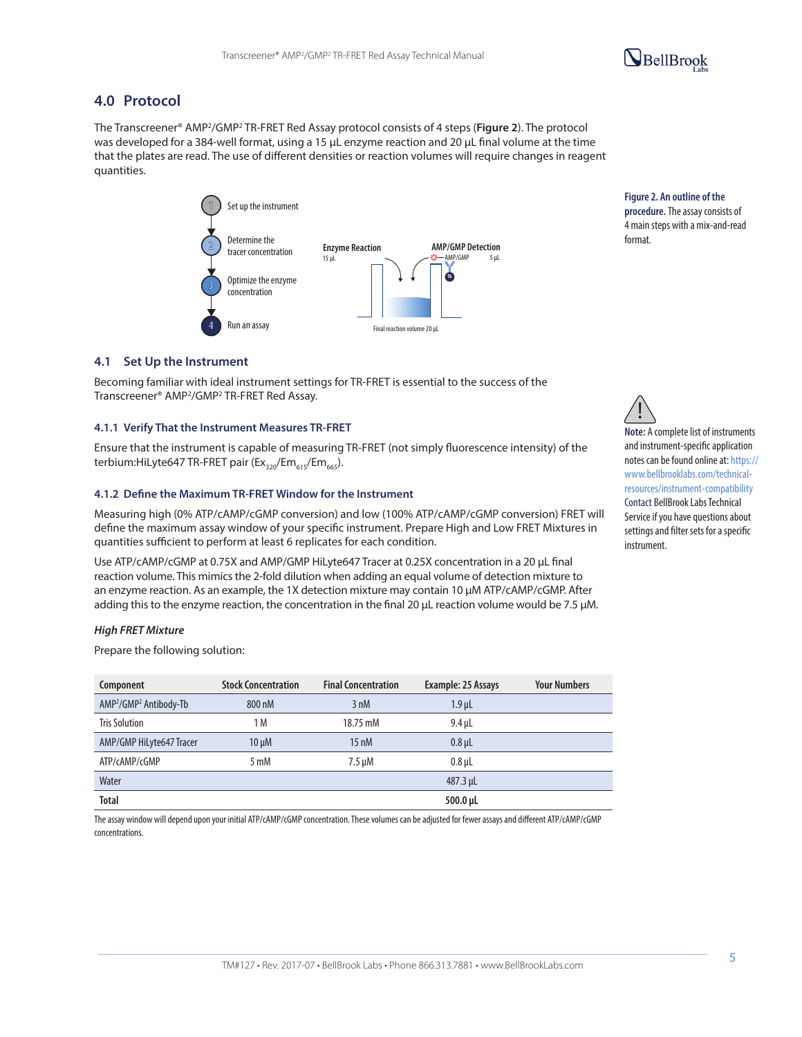## 4.0 Protocol

The Transcreener® AMP²/GMP² TR-FRET Red Assay protocol consists of 4 steps (**Figure 2**). The protocol was developed for a 384-well format, using a 15 µL enzyme reaction and 20 µL final volume at the time that the plates are read. The use of different densities or reaction volumes will require changes in reagent quantities.

1. Set up the instrument
2. Determine the tracer concentration
3. Optimize the enzyme concentration
4. Run an assay

Enzyme Reaction 15 µL — AMP/GMP Detection 5 µL — Final reaction volume 20 µL

**Figure 2. An outline of the procedure.** The assay consists of 4 main steps with a mix-and-read format.

### 4.1 Set Up the Instrument

Becoming familiar with ideal instrument settings for TR-FRET is essential to the success of the Transcreener® AMP²/GMP² TR-FRET Red Assay.

**Note:** A complete list of instruments and instrument-specific application notes can be found online at: https://www.bellbrooklabs.com/technical-resources/instrument-compatibility Contact BellBrook Labs Technical Service if you have questions about settings and filter sets for a specific instrument.

#### 4.1.1 Verify That the Instrument Measures TR-FRET

Ensure that the instrument is capable of measuring TR-FRET (not simply fluorescence intensity) of the terbium:HiLyte647 TR-FRET pair ($Ex_{320}/Em_{615}/Em_{665}$).

#### 4.1.2 Define the Maximum TR-FRET Window for the Instrument

Measuring high (0% ATP/cAMP/cGMP conversion) and low (100% ATP/cAMP/cGMP conversion) FRET will define the maximum assay window of your specific instrument. Prepare High and Low FRET Mixtures in quantities sufficient to perform at least 6 replicates for each condition.

Use ATP/cAMP/cGMP at 0.75X and AMP/GMP HiLyte647 Tracer at 0.25X concentration in a 20 µL final reaction volume. This mimics the 2-fold dilution when adding an equal volume of detection mixture to an enzyme reaction. As an example, the 1X detection mixture may contain 10 µM ATP/cAMP/cGMP. After adding this to the enzyme reaction, the concentration in the final 20 µL reaction volume would be 7.5 µM.

***High FRET Mixture***

Prepare the following solution:

| Component | Stock Concentration | Final Concentration | Example: 25 Assays | Your Numbers |
|---|---|---|---|---|
| AMP²/GMP² Antibody-Tb | 800 nM | 3 nM | 1.9 µL | |
| Tris Solution | 1 M | 18.75 mM | 9.4 µL | |
| AMP/GMP HiLyte647 Tracer | 10 µM | 15 nM | 0.8 µL | |
| ATP/cAMP/cGMP | 5 mM | 7.5 µM | 0.8 µL | |
| Water | | | 487.3 µL | |
| **Total** | | | **500.0 µL** | |

The assay window will depend upon your initial ATP/cAMP/cGMP concentration. These volumes can be adjusted for fewer assays and different ATP/cAMP/cGMP concentrations.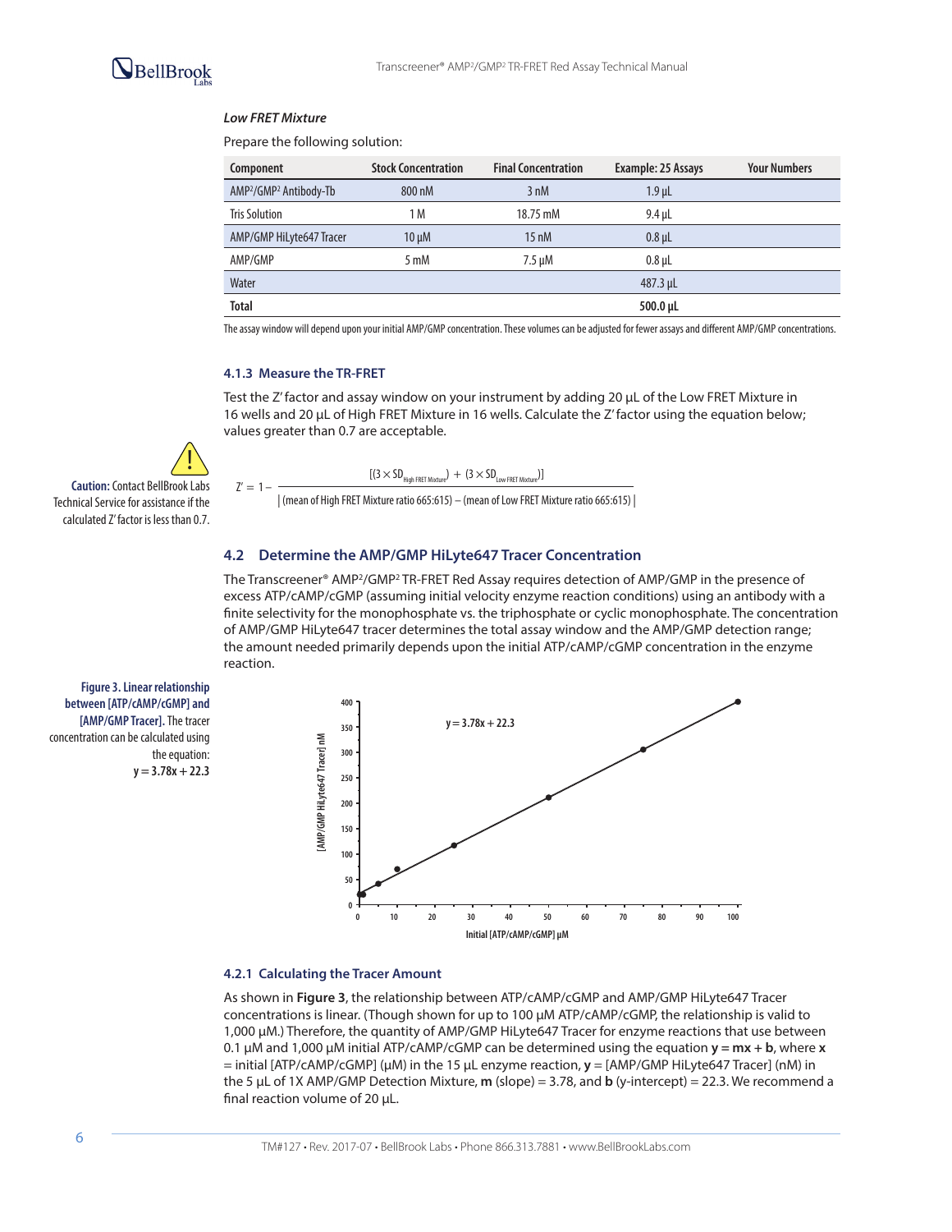*Low FRET Mixture*

Prepare the following solution:

| Component | Stock Concentration | Final Concentration | Example: 25 Assays | Your Numbers |
|---|---|---|---|---|
| AMP²/GMP² Antibody-Tb | 800 nM | 3 nM | 1.9 µL | |
| Tris Solution | 1 M | 18.75 mM | 9.4 µL | |
| AMP/GMP HiLyte647 Tracer | 10 µM | 15 nM | 0.8 µL | |
| AMP/GMP | 5 mM | 7.5 µM | 0.8 µL | |
| Water | | | 487.3 µL | |
| **Total** | | | **500.0 µL** | |

The assay window will depend upon your initial AMP/GMP concentration. These volumes can be adjusted for fewer assays and different AMP/GMP concentrations.

#### 4.1.3 Measure the TR-FRET

Test the Z′ factor and assay window on your instrument by adding 20 µL of the Low FRET Mixture in 16 wells and 20 µL of High FRET Mixture in 16 wells. Calculate the Z′ factor using the equation below; values greater than 0.7 are acceptable.

**Caution:** Contact BellBrook Labs Technical Service for assistance if the calculated Z′ factor is less than 0.7.

$$Z' = 1 - \frac{[(3 \times SD_{\text{High FRET Mixture}}) + (3 \times SD_{\text{Low FRET Mixture}})]}{|\text{(mean of High FRET Mixture ratio 665:615)} - \text{(mean of Low FRET Mixture ratio 665:615)}|}$$

### 4.2 Determine the AMP/GMP HiLyte647 Tracer Concentration

The Transcreener® AMP²/GMP² TR-FRET Red Assay requires detection of AMP/GMP in the presence of excess ATP/cAMP/cGMP (assuming initial velocity enzyme reaction conditions) using an antibody with a finite selectivity for the monophosphate vs. the triphosphate or cyclic monophosphate. The concentration of AMP/GMP HiLyte647 tracer determines the total assay window and the AMP/GMP detection range; the amount needed primarily depends upon the initial ATP/cAMP/cGMP concentration in the enzyme reaction.

**Figure 3. Linear relationship between [ATP/cAMP/cGMP] and [AMP/GMP Tracer].** The tracer concentration can be calculated using the equation: **$y = 3.78x + 22.3$**

#### 4.2.1 Calculating the Tracer Amount

As shown in **Figure 3**, the relationship between ATP/cAMP/cGMP and AMP/GMP HiLyte647 Tracer concentrations is linear. (Though shown for up to 100 µM ATP/cAMP/cGMP, the relationship is valid to 1,000 µM.) Therefore, the quantity of AMP/GMP HiLyte647 Tracer for enzyme reactions that use between 0.1 µM and 1,000 µM initial ATP/cAMP/cGMP can be determined using the equation **$y = mx + b$**, where **$x$** = initial [ATP/cAMP/cGMP] (µM) in the 15 µL enzyme reaction, **$y$** = [AMP/GMP HiLyte647 Tracer] (nM) in the 5 µL of 1X AMP/GMP Detection Mixture, **$m$** (slope) = 3.78, and **$b$** (y-intercept) = 22.3. We recommend a final reaction volume of 20 µL.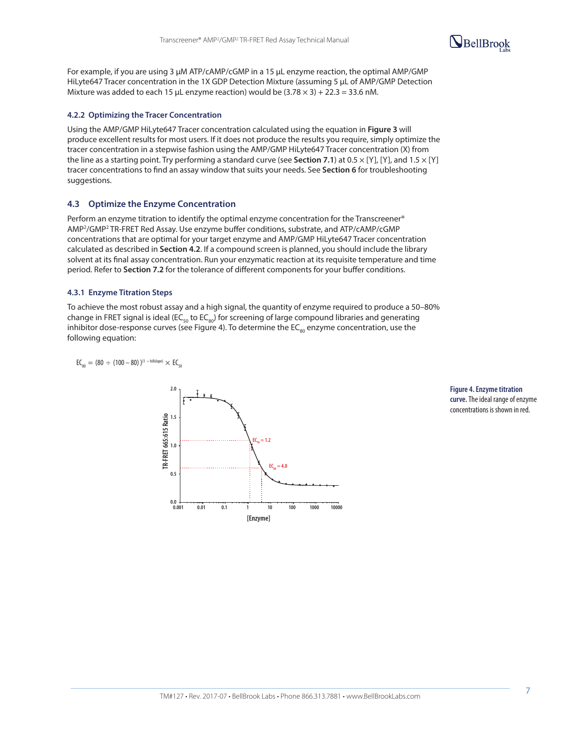For example, if you are using 3 µM ATP/cAMP/cGMP in a 15 µL enzyme reaction, the optimal AMP/GMP HiLyte647 Tracer concentration in the 1X GDP Detection Mixture (assuming 5 µL of AMP/GMP Detection Mixture was added to each 15 µL enzyme reaction) would be (3.78 × 3) + 22.3 = 33.6 nM.

### 4.2.2 Optimizing the Tracer Concentration

Using the AMP/GMP HiLyte647 Tracer concentration calculated using the equation in **Figure 3** will produce excellent results for most users. If it does not produce the results you require, simply optimize the tracer concentration in a stepwise fashion using the AMP/GMP HiLyte647 Tracer concentration (X) from the line as a starting point. Try performing a standard curve (see **Section 7.1**) at 0.5 × [Y], [Y], and 1.5 × [Y] tracer concentrations to find an assay window that suits your needs. See **Section 6** for troubleshooting suggestions.

## 4.3 Optimize the Enzyme Concentration

Perform an enzyme titration to identify the optimal enzyme concentration for the Transcreener® AMP²/GMP² TR-FRET Red Assay. Use enzyme buffer conditions, substrate, and ATP/cAMP/cGMP concentrations that are optimal for your target enzyme and AMP/GMP HiLyte647 Tracer concentration calculated as described in **Section 4.2**. If a compound screen is planned, you should include the library solvent at its final assay concentration. Run your enzymatic reaction at its requisite temperature and time period. Refer to **Section 7.2** for the tolerance of different components for your buffer conditions.

### 4.3.1 Enzyme Titration Steps

To achieve the most robust assay and a high signal, the quantity of enzyme required to produce a 50–80% change in FRET signal is ideal ($EC_{50}$ to $EC_{80}$) for screening of large compound libraries and generating inhibitor dose-response curves (see Figure 4). To determine the $EC_{80}$ enzyme concentration, use the following equation:

$$EC_{80} = (80 \div (100 - 80))^{(1 \div \text{hillslope})} \times EC_{50}$$

**Figure 4. Enzyme titration curve.** The ideal range of enzyme concentrations is shown in red.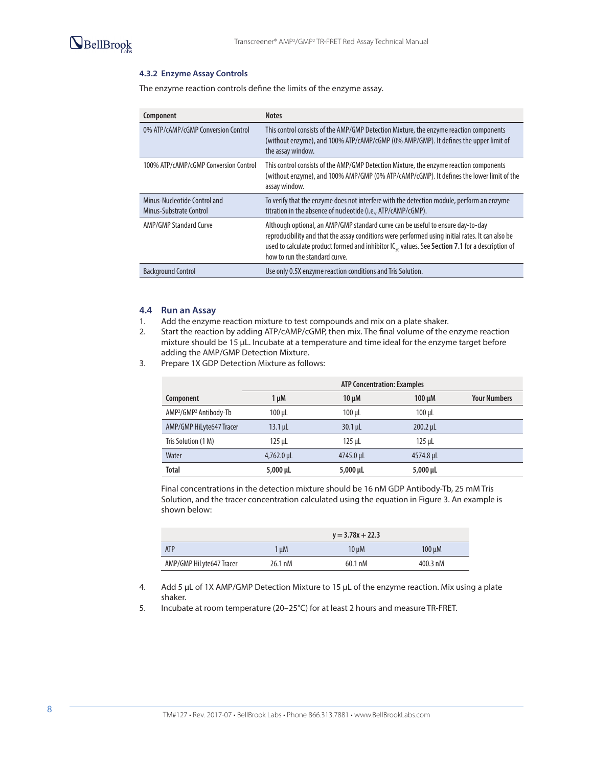#### 4.3.2 Enzyme Assay Controls

The enzyme reaction controls define the limits of the enzyme assay.

| Component | Notes |
|---|---|
| 0% ATP/cAMP/cGMP Conversion Control | This control consists of the AMP/GMP Detection Mixture, the enzyme reaction components (without enzyme), and 100% ATP/cAMP/cGMP (0% AMP/GMP). It defines the upper limit of the assay window. |
| 100% ATP/cAMP/cGMP Conversion Control | This control consists of the AMP/GMP Detection Mixture, the enzyme reaction components (without enzyme), and 100% AMP/GMP (0% ATP/cAMP/cGMP). It defines the lower limit of the assay window. |
| Minus-Nucleotide Control and Minus-Substrate Control | To verify that the enzyme does not interfere with the detection module, perform an enzyme titration in the absence of nucleotide (i.e., ATP/cAMP/cGMP). |
| AMP/GMP Standard Curve | Although optional, an AMP/GMP standard curve can be useful to ensure day-to-day reproducibility and that the assay conditions were performed using initial rates. It can also be used to calculate product formed and inhibitor $IC_{50}$ values. See **Section 7.1** for a description of how to run the standard curve. |
| Background Control | Use only 0.5X enzyme reaction conditions and Tris Solution. |

### 4.4 Run an Assay

1. Add the enzyme reaction mixture to test compounds and mix on a plate shaker.
2. Start the reaction by adding ATP/cAMP/cGMP, then mix. The final volume of the enzyme reaction mixture should be 15 µL. Incubate at a temperature and time ideal for the enzyme target before adding the AMP/GMP Detection Mixture.
3. Prepare 1X GDP Detection Mixture as follows:

| | ATP Concentration: Examples | | | |
|---|---|---|---|---|
| **Component** | **1 µM** | **10 µM** | **100 µM** | **Your Numbers** |
| AMP²/GMP² Antibody-Tb | 100 µL | 100 µL | 100 µL | |
| AMP/GMP HiLyte647 Tracer | 13.1 µL | 30.1 µL | 200.2 µL | |
| Tris Solution (1 M) | 125 µL | 125 µL | 125 µL | |
| Water | 4,762.0 µL | 4745.0 µL | 4574.8 µL | |
| **Total** | **5,000 µL** | **5,000 µL** | **5,000 µL** | |

Final concentrations in the detection mixture should be 16 nM GDP Antibody-Tb, 25 mM Tris Solution, and the tracer concentration calculated using the equation in Figure 3. An example is shown below:

| | $y = 3.78x + 22.3$ | | |
|---|---|---|---|
| ATP | 1 µM | 10 µM | 100 µM |
| AMP/GMP HiLyte647 Tracer | 26.1 nM | 60.1 nM | 400.3 nM |

4. Add 5 µL of 1X AMP/GMP Detection Mixture to 15 µL of the enzyme reaction. Mix using a plate shaker.
5. Incubate at room temperature (20–25°C) for at least 2 hours and measure TR-FRET.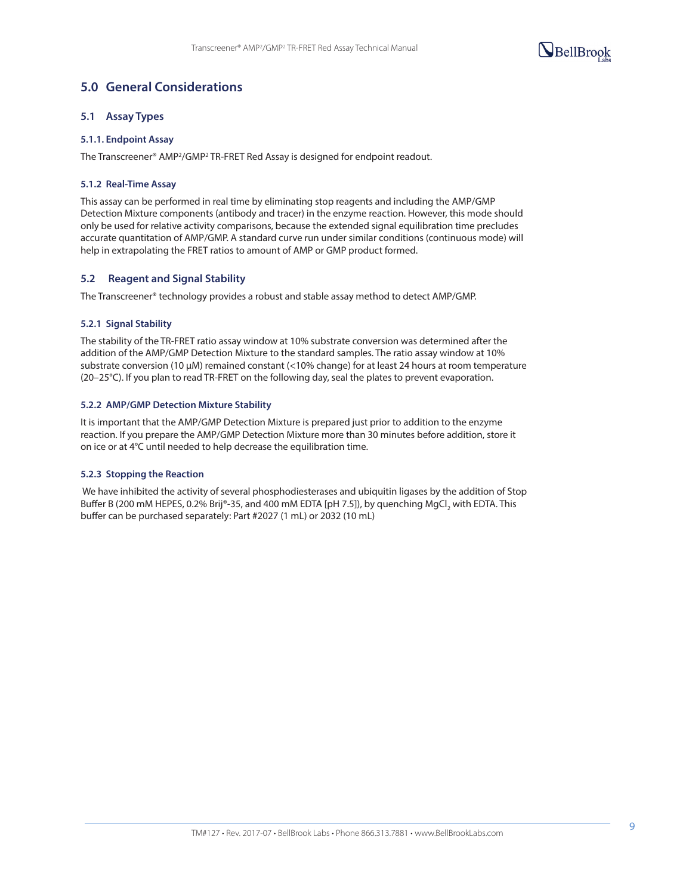# 5.0 General Considerations

## 5.1 Assay Types

### 5.1.1. Endpoint Assay

The Transcreener® AMP²/GMP² TR-FRET Red Assay is designed for endpoint readout.

### 5.1.2 Real-Time Assay

This assay can be performed in real time by eliminating stop reagents and including the AMP/GMP Detection Mixture components (antibody and tracer) in the enzyme reaction. However, this mode should only be used for relative activity comparisons, because the extended signal equilibration time precludes accurate quantitation of AMP/GMP. A standard curve run under similar conditions (continuous mode) will help in extrapolating the FRET ratios to amount of AMP or GMP product formed.

## 5.2 Reagent and Signal Stability

The Transcreener® technology provides a robust and stable assay method to detect AMP/GMP.

### 5.2.1 Signal Stability

The stability of the TR-FRET ratio assay window at 10% substrate conversion was determined after the addition of the AMP/GMP Detection Mixture to the standard samples. The ratio assay window at 10% substrate conversion (10 µM) remained constant (<10% change) for at least 24 hours at room temperature (20–25°C). If you plan to read TR-FRET on the following day, seal the plates to prevent evaporation.

### 5.2.2 AMP/GMP Detection Mixture Stability

It is important that the AMP/GMP Detection Mixture is prepared just prior to addition to the enzyme reaction. If you prepare the AMP/GMP Detection Mixture more than 30 minutes before addition, store it on ice or at 4°C until needed to help decrease the equilibration time.

### 5.2.3 Stopping the Reaction

We have inhibited the activity of several phosphodiesterases and ubiquitin ligases by the addition of Stop Buffer B (200 mM HEPES, 0.2% Brij®-35, and 400 mM EDTA [pH 7.5]), by quenching $MgCl_2$ with EDTA. This buffer can be purchased separately: Part #2027 (1 mL) or 2032 (10 mL)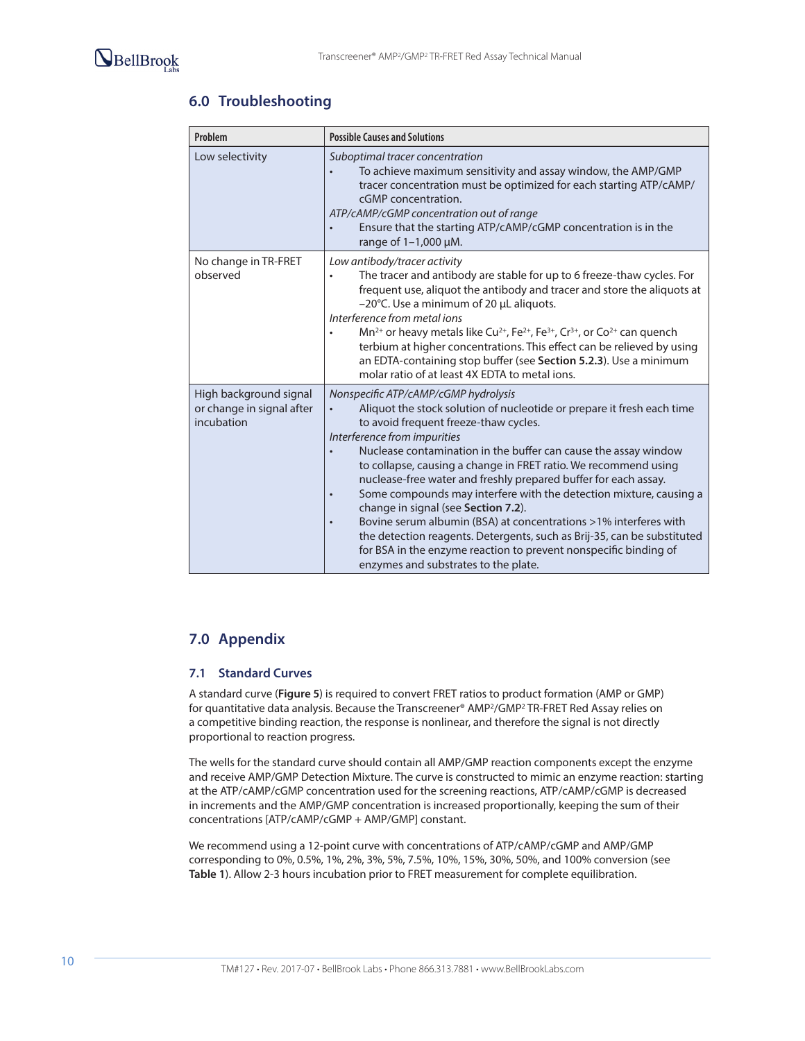## 6.0 Troubleshooting

| Problem | Possible Causes and Solutions |
| --- | --- |
| Low selectivity | *Suboptimal tracer concentration*<br>• To achieve maximum sensitivity and assay window, the AMP/GMP tracer concentration must be optimized for each starting ATP/cAMP/cGMP concentration.<br>*ATP/cAMP/cGMP concentration out of range*<br>• Ensure that the starting ATP/cAMP/cGMP concentration is in the range of 1–1,000 µM. |
| No change in TR-FRET observed | *Low antibody/tracer activity*<br>• The tracer and antibody are stable for up to 6 freeze-thaw cycles. For frequent use, aliquot the antibody and tracer and store the aliquots at −20°C. Use a minimum of 20 µL aliquots.<br>*Interference from metal ions*<br>• $Mn^{2+}$ or heavy metals like $Cu^{2+}$, $Fe^{2+}$, $Fe^{3+}$, $Cr^{3+}$, or $Co^{2+}$ can quench terbium at higher concentrations. This effect can be relieved by using an EDTA-containing stop buffer (see **Section 5.2.3**). Use a minimum molar ratio of at least 4X EDTA to metal ions. |
| High background signal or change in signal after incubation | *Nonspecific ATP/cAMP/cGMP hydrolysis*<br>• Aliquot the stock solution of nucleotide or prepare it fresh each time to avoid frequent freeze-thaw cycles.<br>*Interference from impurities*<br>• Nuclease contamination in the buffer can cause the assay window to collapse, causing a change in FRET ratio. We recommend using nuclease-free water and freshly prepared buffer for each assay.<br>• Some compounds may interfere with the detection mixture, causing a change in signal (see **Section 7.2**).<br>• Bovine serum albumin (BSA) at concentrations >1% interferes with the detection reagents. Detergents, such as Brij-35, can be substituted for BSA in the enzyme reaction to prevent nonspecific binding of enzymes and substrates to the plate. |

## 7.0 Appendix

### 7.1 Standard Curves

A standard curve (**Figure 5**) is required to convert FRET ratios to product formation (AMP or GMP) for quantitative data analysis. Because the Transcreener® AMP²/GMP² TR-FRET Red Assay relies on a competitive binding reaction, the response is nonlinear, and therefore the signal is not directly proportional to reaction progress.

The wells for the standard curve should contain all AMP/GMP reaction components except the enzyme and receive AMP/GMP Detection Mixture. The curve is constructed to mimic an enzyme reaction: starting at the ATP/cAMP/cGMP concentration used for the screening reactions, ATP/cAMP/cGMP is decreased in increments and the AMP/GMP concentration is increased proportionally, keeping the sum of their concentrations [ATP/cAMP/cGMP + AMP/GMP] constant.

We recommend using a 12-point curve with concentrations of ATP/cAMP/cGMP and AMP/GMP corresponding to 0%, 0.5%, 1%, 2%, 3%, 5%, 7.5%, 10%, 15%, 30%, 50%, and 100% conversion (see **Table 1**). Allow 2-3 hours incubation prior to FRET measurement for complete equilibration.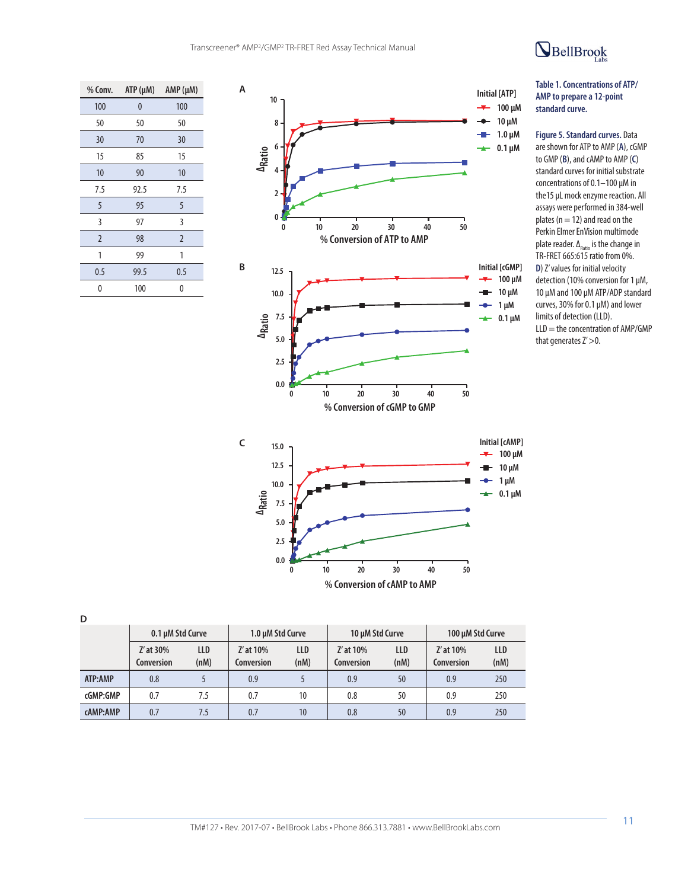| % Conv. | ATP (μM) | AMP (μM) |
|---|---|---|
| 100 | 0 | 100 |
| 50 | 50 | 50 |
| 30 | 70 | 30 |
| 15 | 85 | 15 |
| 10 | 90 | 10 |
| 7.5 | 92.5 | 7.5 |
| 5 | 95 | 5 |
| 3 | 97 | 3 |
| 2 | 98 | 2 |
| 1 | 99 | 1 |
| 0.5 | 99.5 | 0.5 |
| 0 | 100 | 0 |

**Table 1. Concentrations of ATP/AMP to prepare a 12-point standard curve.**

**Figure 5. Standard curves.** Data are shown for ATP to AMP (**A**), cGMP to GMP (**B**), and cAMP to AMP (**C**) standard curves for initial substrate concentrations of 0.1–100 µM in the15 µL mock enzyme reaction. All assays were performed in 384-well plates (n = 12) and read on the Perkin Elmer EnVision multimode plate reader. $\Delta_{Ratio}$ is the change in TR-FRET 665:615 ratio from 0%. **D**) Z′ values for initial velocity detection (10% conversion for 1 µM, 10 µM and 100 µM ATP/ADP standard curves, 30% for 0.1 µM) and lower limits of detection (LLD). LLD = the concentration of AMP/GMP that generates Z′ >0.

**D**

| | 0.1 µM Std Curve | | 1.0 µM Std Curve | | 10 µM Std Curve | | 100 µM Std Curve | |
|---|---|---|---|---|---|---|---|---|
| | Z′ at 30% Conversion | LLD (nM) | Z′ at 10% Conversion | LLD (nM) | Z′ at 10% Conversion | LLD (nM) | Z′ at 10% Conversion | LLD (nM) |
| **ATP:AMP** | 0.8 | 5 | 0.9 | 5 | 0.9 | 50 | 0.9 | 250 |
| **cGMP:GMP** | 0.7 | 7.5 | 0.7 | 10 | 0.8 | 50 | 0.9 | 250 |
| **cAMP:AMP** | 0.7 | 7.5 | 0.7 | 10 | 0.8 | 50 | 0.9 | 250 |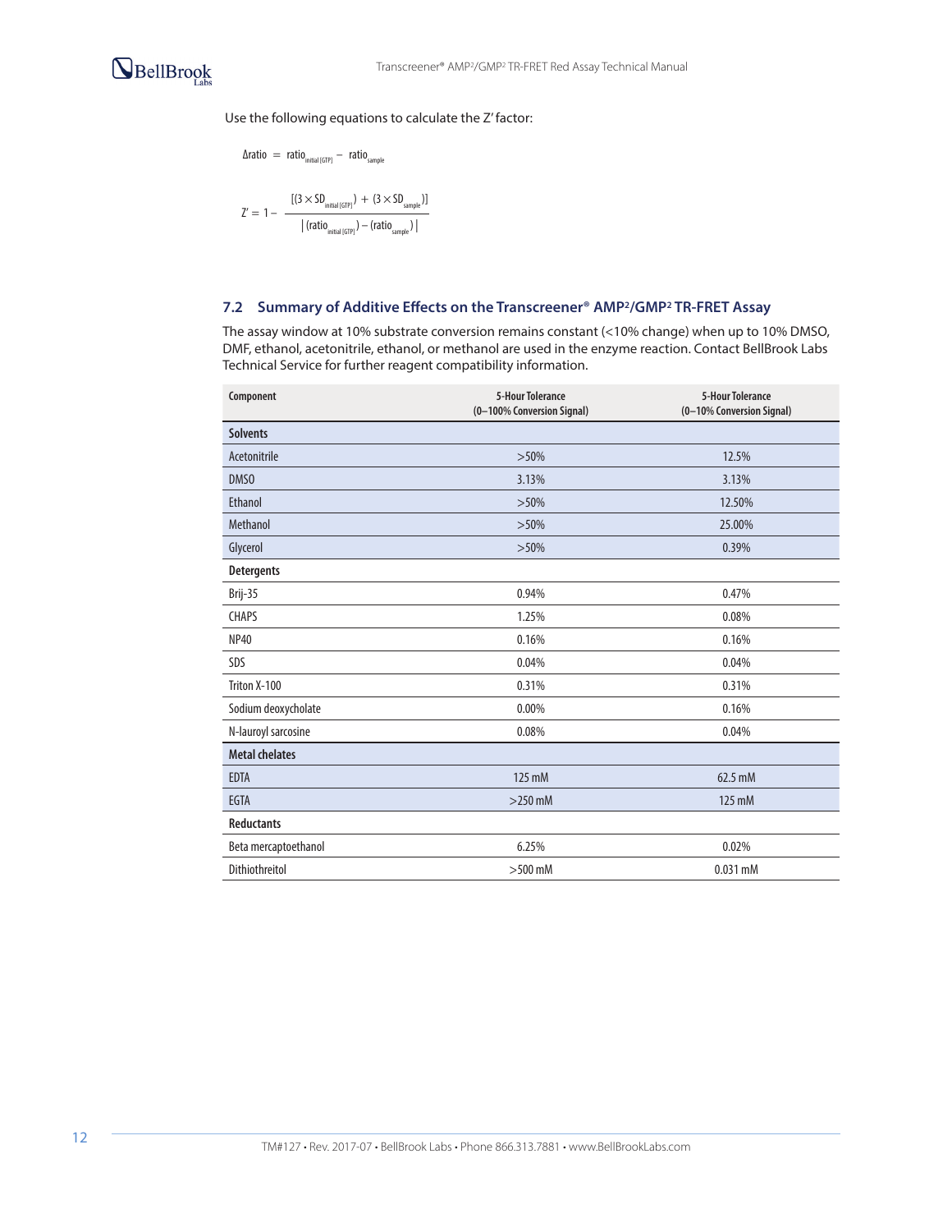Use the following equations to calculate the Z' factor:

$$\Delta \text{ratio} = \text{ratio}_{\text{initial [GTP]}} - \text{ratio}_{\text{sample}}$$

$$Z' = 1 - \frac{[(3 \times SD_{\text{initial [GTP]}}) + (3 \times SD_{\text{sample}})]}{|(\text{ratio}_{\text{initial [GTP]}}) - (\text{ratio}_{\text{sample}})|}$$

### 7.2 Summary of Additive Effects on the Transcreener® AMP²/GMP² TR-FRET Assay

The assay window at 10% substrate conversion remains constant (<10% change) when up to 10% DMSO, DMF, ethanol, acetonitrile, ethanol, or methanol are used in the enzyme reaction. Contact BellBrook Labs Technical Service for further reagent compatibility information.

| Component | 5-Hour Tolerance (0–100% Conversion Signal) | 5-Hour Tolerance (0–10% Conversion Signal) |
|---|---|---|
| **Solvents** | | |
| Acetonitrile | >50% | 12.5% |
| DMSO | 3.13% | 3.13% |
| Ethanol | >50% | 12.50% |
| Methanol | >50% | 25.00% |
| Glycerol | >50% | 0.39% |
| **Detergents** | | |
| Brij-35 | 0.94% | 0.47% |
| CHAPS | 1.25% | 0.08% |
| NP40 | 0.16% | 0.16% |
| SDS | 0.04% | 0.04% |
| Triton X-100 | 0.31% | 0.31% |
| Sodium deoxycholate | 0.00% | 0.16% |
| N-lauroyl sarcosine | 0.08% | 0.04% |
| **Metal chelates** | | |
| EDTA | 125 mM | 62.5 mM |
| EGTA | >250 mM | 125 mM |
| **Reductants** | | |
| Beta mercaptoethanol | 6.25% | 0.02% |
| Dithiothreitol | >500 mM | 0.031 mM |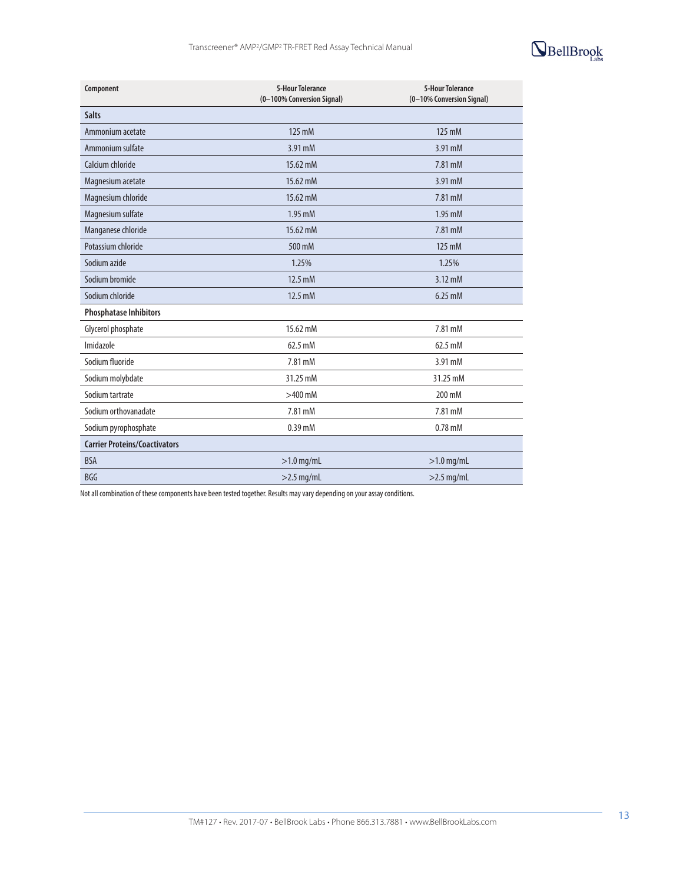| Component | 5-Hour Tolerance (0–100% Conversion Signal) | 5-Hour Tolerance (0–10% Conversion Signal) |
|---|---|---|
| **Salts** | | |
| Ammonium acetate | 125 mM | 125 mM |
| Ammonium sulfate | 3.91 mM | 3.91 mM |
| Calcium chloride | 15.62 mM | 7.81 mM |
| Magnesium acetate | 15.62 mM | 3.91 mM |
| Magnesium chloride | 15.62 mM | 7.81 mM |
| Magnesium sulfate | 1.95 mM | 1.95 mM |
| Manganese chloride | 15.62 mM | 7.81 mM |
| Potassium chloride | 500 mM | 125 mM |
| Sodium azide | 1.25% | 1.25% |
| Sodium bromide | 12.5 mM | 3.12 mM |
| Sodium chloride | 12.5 mM | 6.25 mM |
| **Phosphatase Inhibitors** | | |
| Glycerol phosphate | 15.62 mM | 7.81 mM |
| Imidazole | 62.5 mM | 62.5 mM |
| Sodium fluoride | 7.81 mM | 3.91 mM |
| Sodium molybdate | 31.25 mM | 31.25 mM |
| Sodium tartrate | >400 mM | 200 mM |
| Sodium orthovanadate | 7.81 mM | 7.81 mM |
| Sodium pyrophosphate | 0.39 mM | 0.78 mM |
| **Carrier Proteins/Coactivators** | | |
| BSA | >1.0 mg/mL | >1.0 mg/mL |
| BGG | >2.5 mg/mL | >2.5 mg/mL |

Not all combination of these components have been tested together. Results may vary depending on your assay conditions.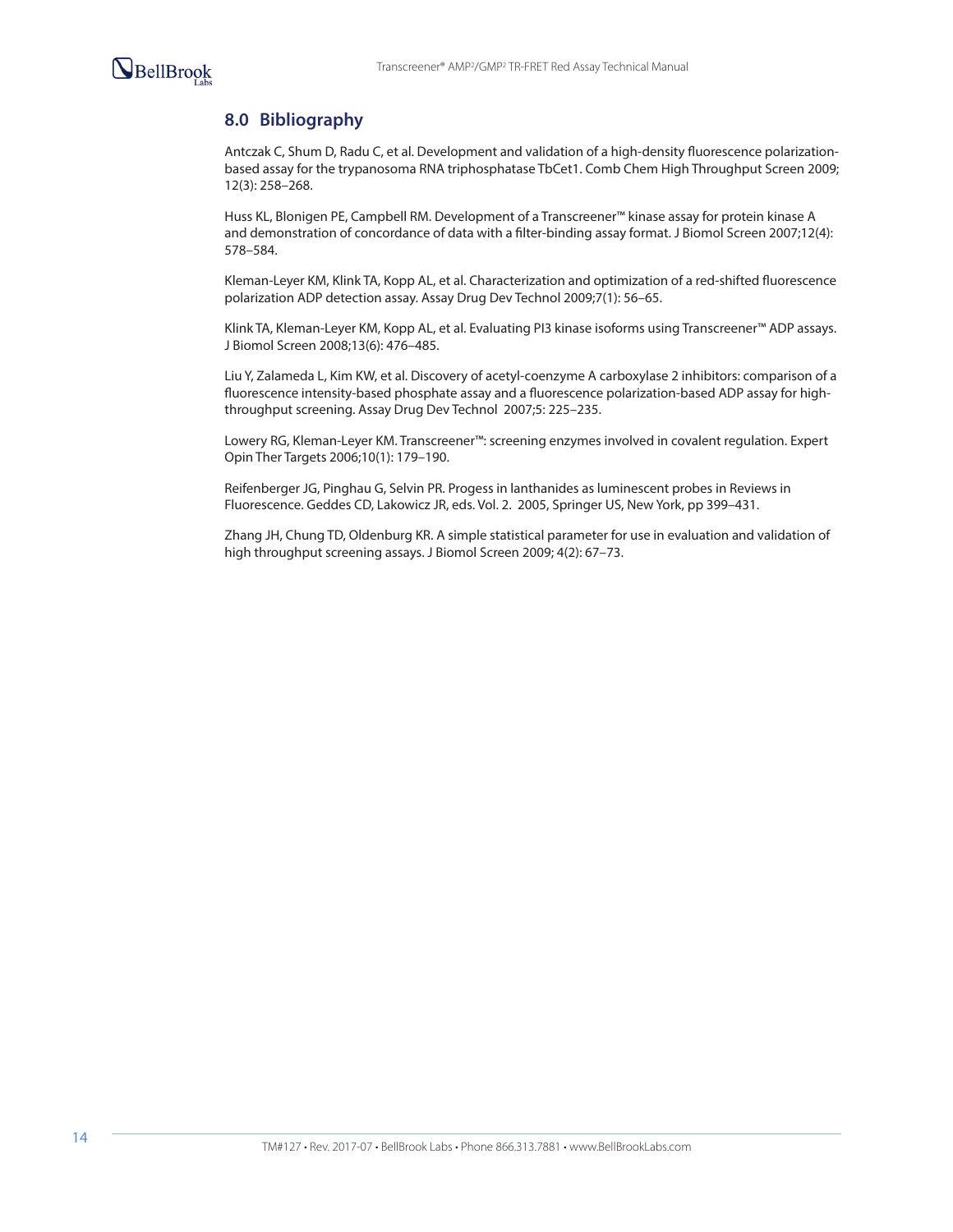## 8.0 Bibliography

Antczak C, Shum D, Radu C, et al. Development and validation of a high-density fluorescence polarization-based assay for the trypanosoma RNA triphosphatase TbCet1. Comb Chem High Throughput Screen 2009; 12(3): 258–268.

Huss KL, Blonigen PE, Campbell RM. Development of a Transcreener™ kinase assay for protein kinase A and demonstration of concordance of data with a filter-binding assay format. J Biomol Screen 2007;12(4): 578–584.

Kleman-Leyer KM, Klink TA, Kopp AL, et al. Characterization and optimization of a red-shifted fluorescence polarization ADP detection assay. Assay Drug Dev Technol 2009;7(1): 56–65.

Klink TA, Kleman-Leyer KM, Kopp AL, et al. Evaluating PI3 kinase isoforms using Transcreener™ ADP assays. J Biomol Screen 2008;13(6): 476–485.

Liu Y, Zalameda L, Kim KW, et al. Discovery of acetyl-coenzyme A carboxylase 2 inhibitors: comparison of a fluorescence intensity-based phosphate assay and a fluorescence polarization-based ADP assay for high-throughput screening. Assay Drug Dev Technol 2007;5: 225–235.

Lowery RG, Kleman-Leyer KM. Transcreener™: screening enzymes involved in covalent regulation. Expert Opin Ther Targets 2006;10(1): 179–190.

Reifenberger JG, Pinghau G, Selvin PR. Progess in lanthanides as luminescent probes in Reviews in Fluorescence. Geddes CD, Lakowicz JR, eds. Vol. 2. 2005, Springer US, New York, pp 399–431.

Zhang JH, Chung TD, Oldenburg KR. A simple statistical parameter for use in evaluation and validation of high throughput screening assays. J Biomol Screen 2009; 4(2): 67–73.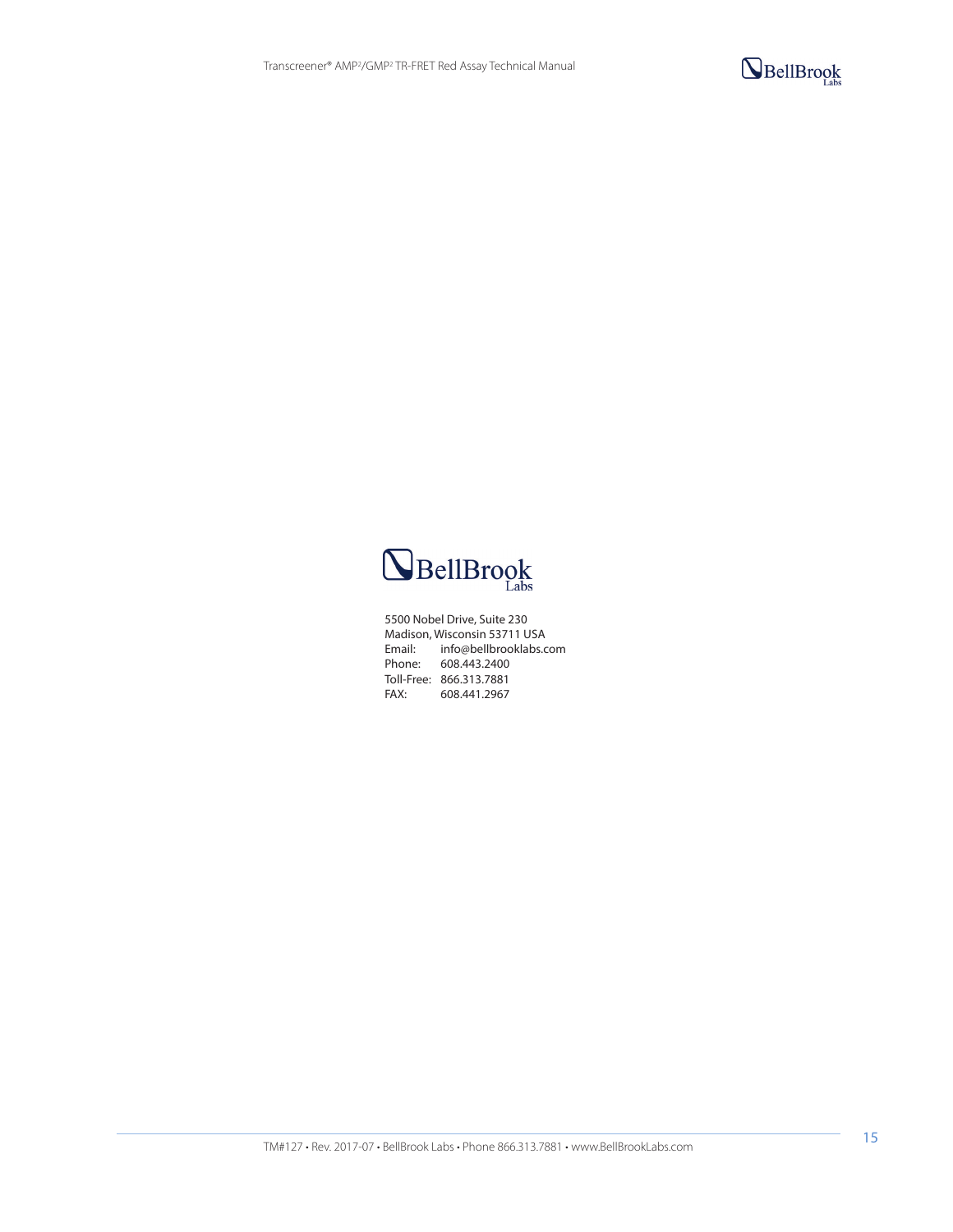BellBrook Labs

5500 Nobel Drive, Suite 230
Madison, Wisconsin 53711 USA
Email: info@bellbrooklabs.com
Phone: 608.443.2400
Toll-Free: 866.313.7881
FAX: 608.441.2967